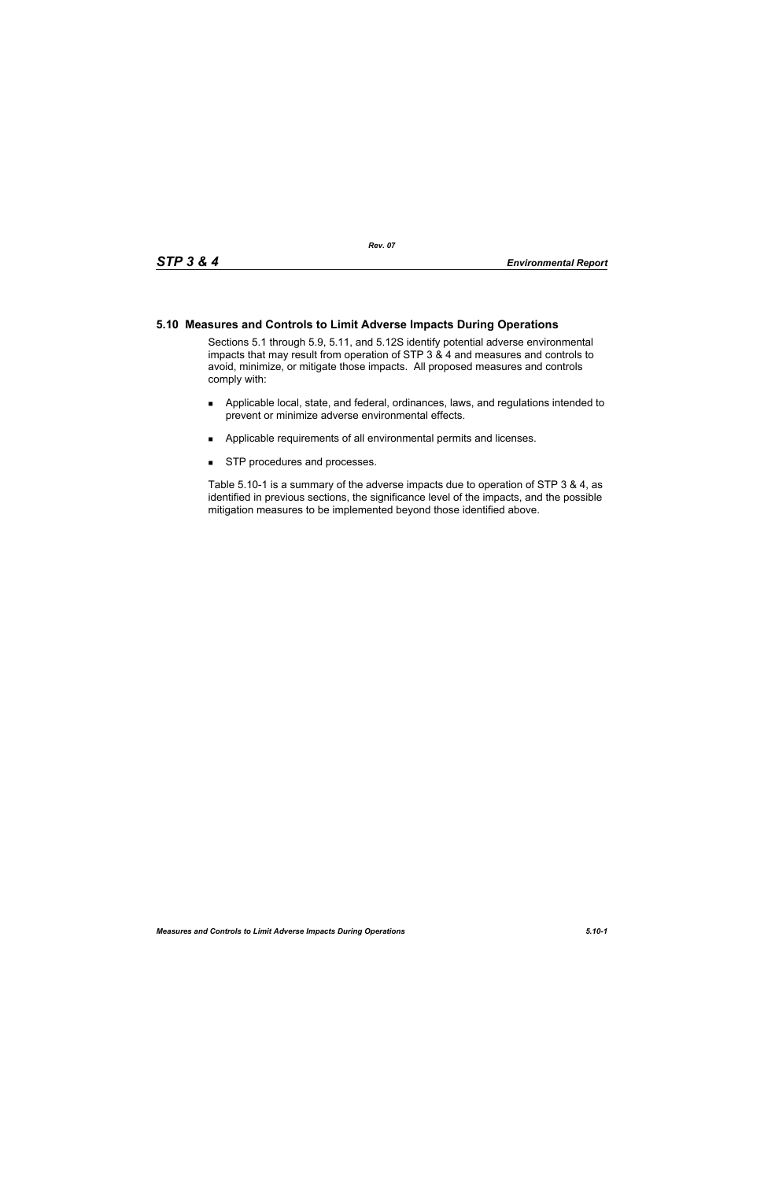## 5.10 Measures and Controls to Limit Adverse Impacts During Operations

Sections 5.1 through 5.9, 5.11, and 5.12S identify potential adverse environmental impacts that may result from operation of STP 3 & 4 and measures and controls to avoid, minimize, or mitigate those impacts. All proposed measures and controls comply with:

- Applicable local, state, and federal, ordinances, laws, and regulations intended to prevent or minimize adverse environmental effects.
- Applicable requirements of all environmental permits and licenses.
- STP procedures and processes.

Table 5.10-1 is a summary of the adverse impacts due to operation of STP 3 & 4, as identified in previous sections, the significance level of the impacts, and the possible mitigation measures to be implemented beyond those identified above.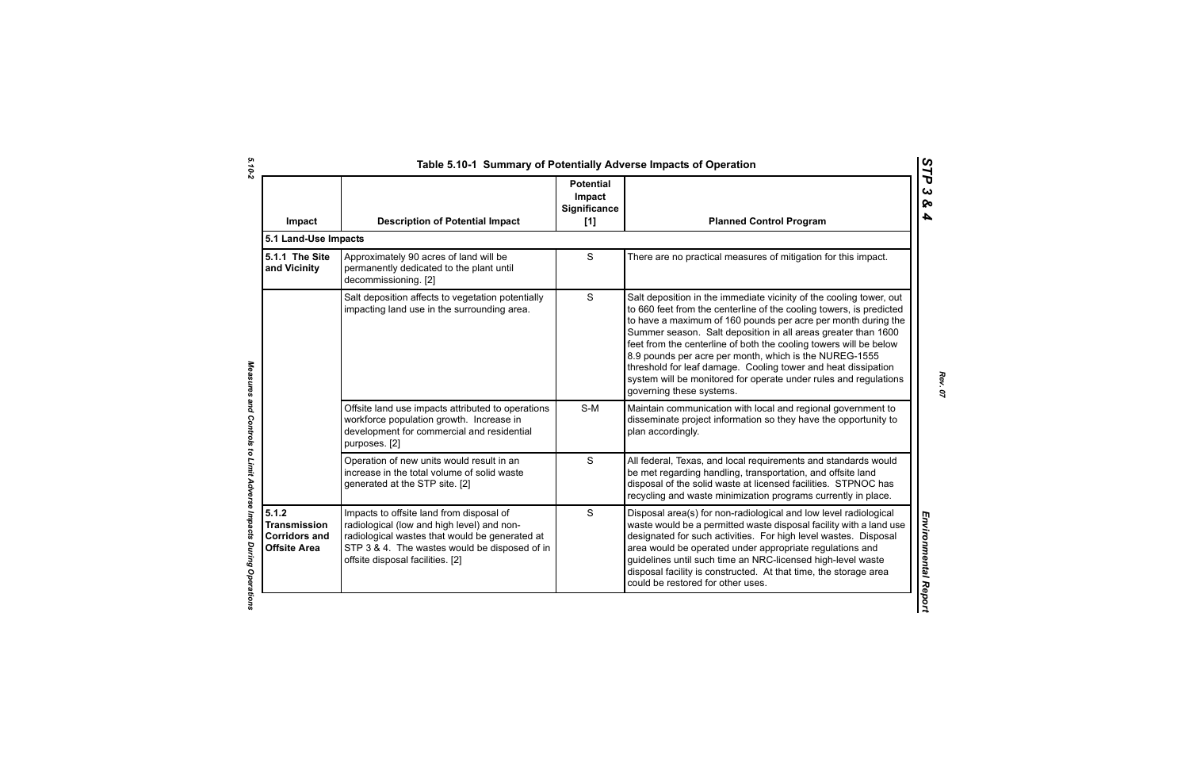# Table 5.10-1 Summary of Potentially Adverse Impacts of Operation

| Impact | Description of Potential Impact | Potential Impact Significance [1] | Planned Control Program |
|---|---|---|---|
| **5.1 Land-Use Impacts** | | | |
| **5.1.1 The Site and Vicinity** | Approximately 90 acres of land will be permanently dedicated to the plant until decommissioning. [2] | S | There are no practical measures of mitigation for this impact. |
| | Salt deposition affects to vegetation potentially impacting land use in the surrounding area. | S | Salt deposition in the immediate vicinity of the cooling tower, out to 660 feet from the centerline of the cooling towers, is predicted to have a maximum of 160 pounds per acre per month during the Summer season. Salt deposition in all areas greater than 1600 feet from the centerline of both the cooling towers will be below 8.9 pounds per acre per month, which is the NUREG-1555 threshold for leaf damage. Cooling tower and heat dissipation system will be monitored for operate under rules and regulations governing these systems. |
| | Offsite land use impacts attributed to operations workforce population growth. Increase in development for commercial and residential purposes. [2] | S-M | Maintain communication with local and regional government to disseminate project information so they have the opportunity to plan accordingly. |
| | Operation of new units would result in an increase in the total volume of solid waste generated at the STP site. [2] | S | All federal, Texas, and local requirements and standards would be met regarding handling, transportation, and offsite land disposal of the solid waste at licensed facilities. STPNOC has recycling and waste minimization programs currently in place. |
| **5.1.2 Transmission Corridors and Offsite Area** | Impacts to offsite land from disposal of radiological (low and high level) and non-radiological wastes that would be generated at STP 3 & 4. The wastes would be disposed of in offsite disposal facilities. [2] | S | Disposal area(s) for non-radiological and low level radiological waste would be a permitted waste disposal facility with a land use designated for such activities. For high level wastes. Disposal area would be operated under appropriate regulations and guidelines until such time an NRC-licensed high-level waste disposal facility is constructed. At that time, the storage area could be restored for other uses. |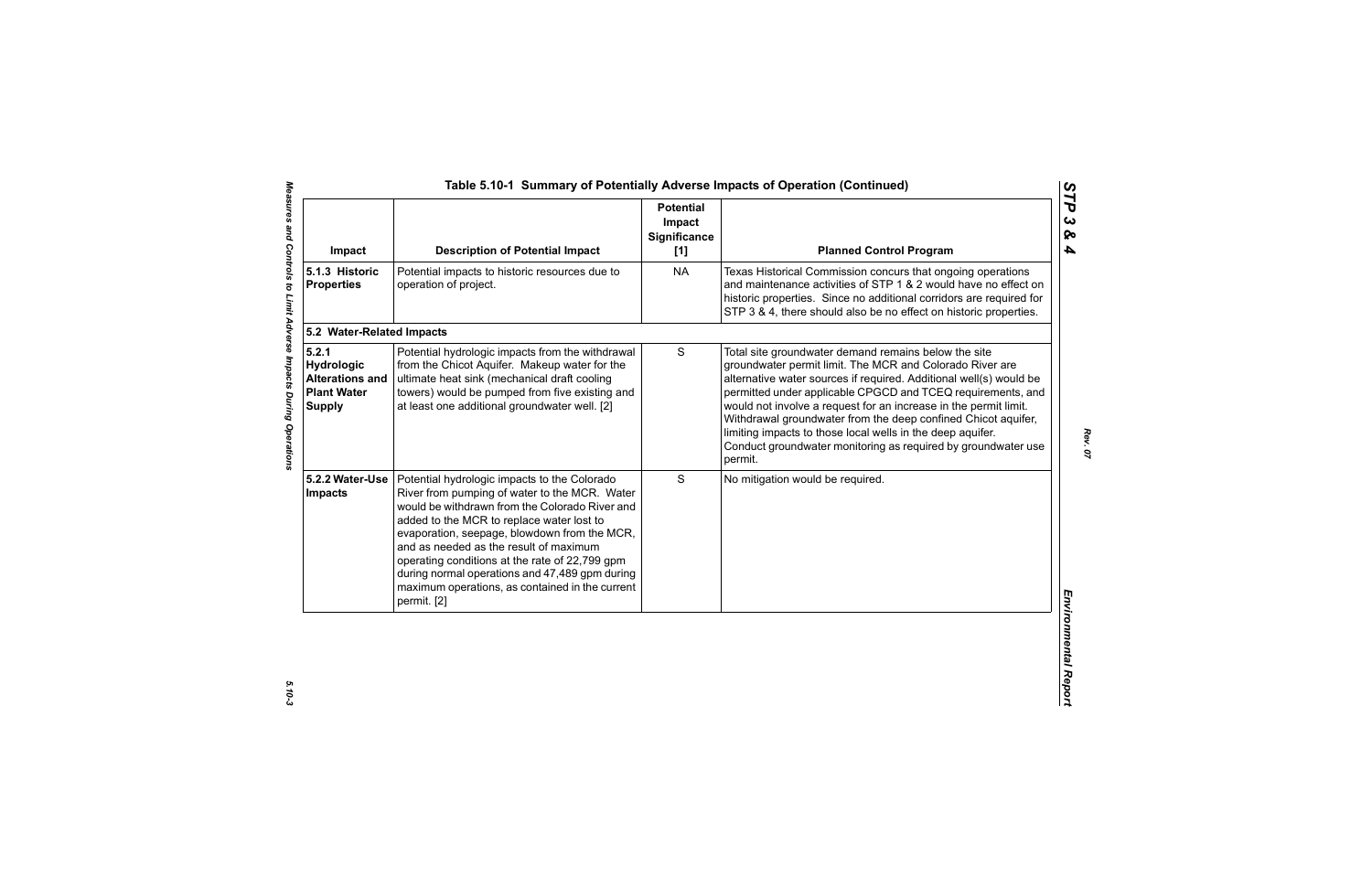## Table 5.10-1 Summary of Potentially Adverse Impacts of Operation (Continued)

| Impact | Description of Potential Impact | Potential Impact Significance [1] | Planned Control Program |
|---|---|---|---|
| **5.1.3 Historic Properties** | Potential impacts to historic resources due to operation of project. | NA | Texas Historical Commission concurs that ongoing operations and maintenance activities of STP 1 & 2 would have no effect on historic properties. Since no additional corridors are required for STP 3 & 4, there should also be no effect on historic properties. |
| **5.2 Water-Related Impacts** | | | |
| **5.2.1 Hydrologic Alterations and Plant Water Supply** | Potential hydrologic impacts from the withdrawal from the Chicot Aquifer. Makeup water for the ultimate heat sink (mechanical draft cooling towers) would be pumped from five existing and at least one additional groundwater well. [2] | S | Total site groundwater demand remains below the site groundwater permit limit. The MCR and Colorado River are alternative water sources if required. Additional well(s) would be permitted under applicable CPGCD and TCEQ requirements, and would not involve a request for an increase in the permit limit. Withdrawal groundwater from the deep confined Chicot aquifer, limiting impacts to those local wells in the deep aquifer. Conduct groundwater monitoring as required by groundwater use permit. |
| **5.2.2 Water-Use Impacts** | Potential hydrologic impacts to the Colorado River from pumping of water to the MCR. Water would be withdrawn from the Colorado River and added to the MCR to replace water lost to evaporation, seepage, blowdown from the MCR, and as needed as the result of maximum operating conditions at the rate of 22,799 gpm during normal operations and 47,489 gpm during maximum operations, as contained in the current permit. [2] | S | No mitigation would be required. |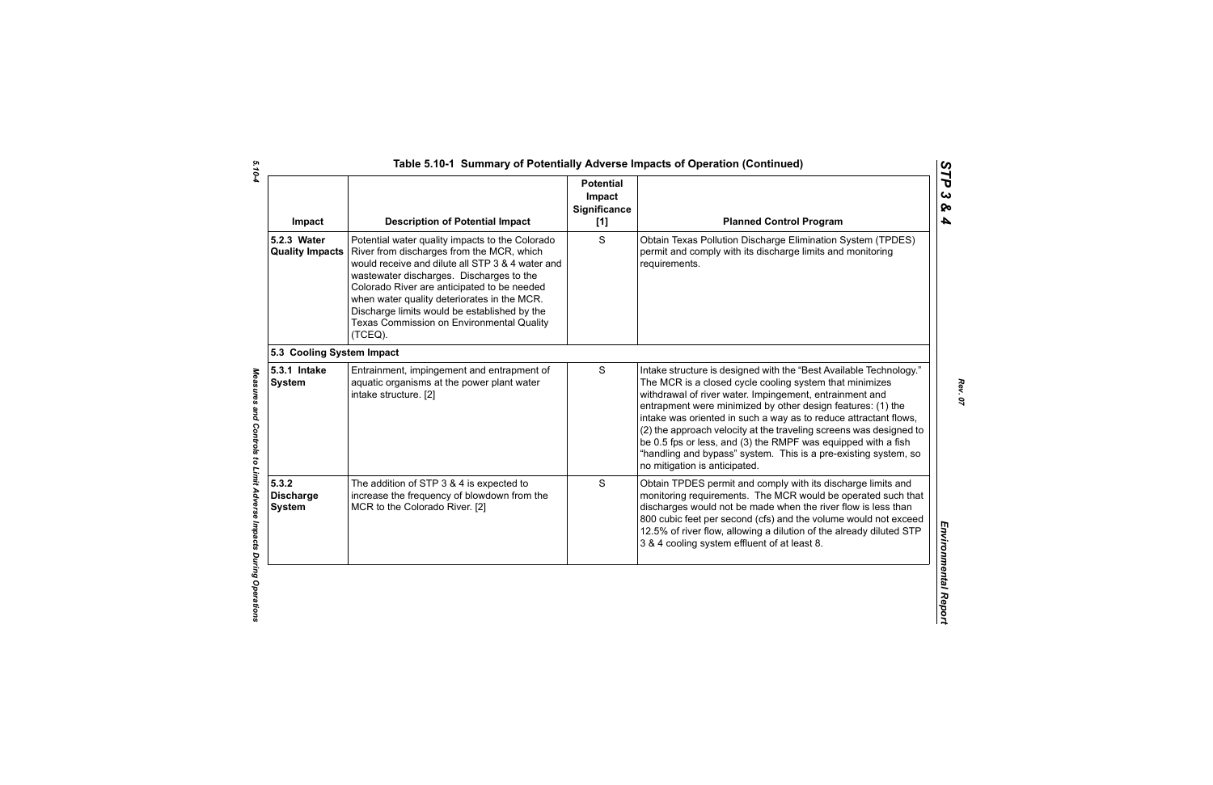## Table 5.10-1 Summary of Potentially Adverse Impacts of Operation (Continued)

| Impact | Description of Potential Impact | Potential Impact Significance [1] | Planned Control Program |
|---|---|---|---|
| 5.2.3 Water Quality Impacts | Potential water quality impacts to the Colorado River from discharges from the MCR, which would receive and dilute all STP 3 & 4 water and wastewater discharges. Discharges to the Colorado River are anticipated to be needed when water quality deteriorates in the MCR. Discharge limits would be established by the Texas Commission on Environmental Quality (TCEQ). | S | Obtain Texas Pollution Discharge Elimination System (TPDES) permit and comply with its discharge limits and monitoring requirements. |
| **5.3 Cooling System Impact** | | | |
| 5.3.1 Intake System | Entrainment, impingement and entrapment of aquatic organisms at the power plant water intake structure. [2] | S | Intake structure is designed with the "Best Available Technology." The MCR is a closed cycle cooling system that minimizes withdrawal of river water. Impingement, entrainment and entrapment were minimized by other design features: (1) the intake was oriented in such a way as to reduce attractant flows, (2) the approach velocity at the traveling screens was designed to be 0.5 fps or less, and (3) the RMPF was equipped with a fish "handling and bypass" system. This is a pre-existing system, so no mitigation is anticipated. |
| 5.3.2 Discharge System | The addition of STP 3 & 4 is expected to increase the frequency of blowdown from the MCR to the Colorado River. [2] | S | Obtain TPDES permit and comply with its discharge limits and monitoring requirements. The MCR would be operated such that discharges would not be made when the river flow is less than 800 cubic feet per second (cfs) and the volume would not exceed 12.5% of river flow, allowing a dilution of the already diluted STP 3 & 4 cooling system effluent of at least 8. |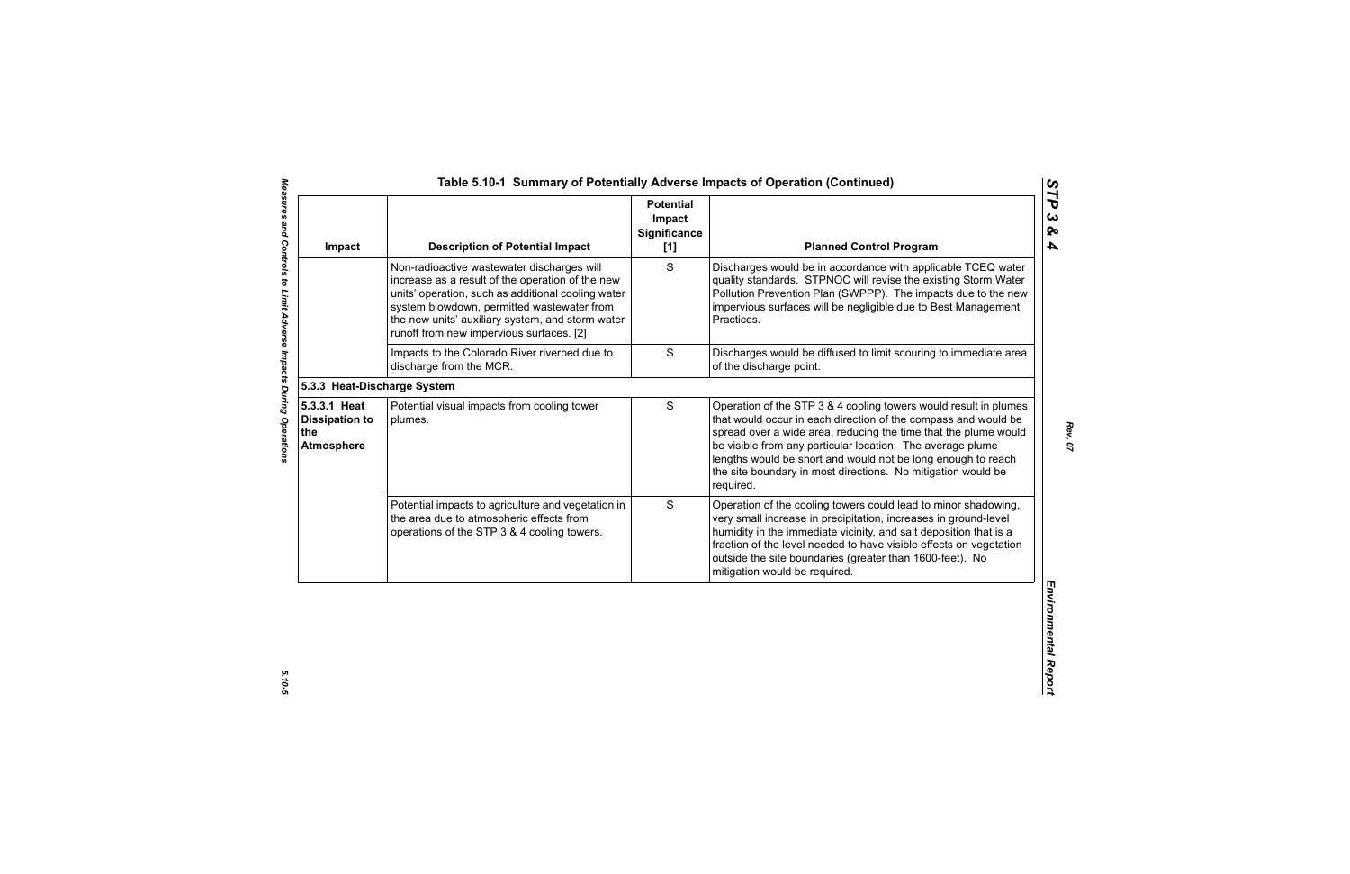## Table 5.10-1 Summary of Potentially Adverse Impacts of Operation (Continued)

| Impact | Description of Potential Impact | Potential Impact Significance [1] | Planned Control Program |
|---|---|---|---|
| | Non-radioactive wastewater discharges will increase as a result of the operation of the new units' operation, such as additional cooling water system blowdown, permitted wastewater from the new units' auxiliary system, and storm water runoff from new impervious surfaces. [2] | S | Discharges would be in accordance with applicable TCEQ water quality standards. STPNOC will revise the existing Storm Water Pollution Prevention Plan (SWPPP). The impacts due to the new impervious surfaces will be negligible due to Best Management Practices. |
| | Impacts to the Colorado River riverbed due to discharge from the MCR. | S | Discharges would be diffused to limit scouring to immediate area of the discharge point. |
| **5.3.3 Heat-Discharge System** | | | |
| **5.3.3.1 Heat Dissipation to the Atmosphere** | Potential visual impacts from cooling tower plumes. | S | Operation of the STP 3 & 4 cooling towers would result in plumes that would occur in each direction of the compass and would be spread over a wide area, reducing the time that the plume would be visible from any particular location. The average plume lengths would be short and would not be long enough to reach the site boundary in most directions. No mitigation would be required. |
| | Potential impacts to agriculture and vegetation in the area due to atmospheric effects from operations of the STP 3 & 4 cooling towers. | S | Operation of the cooling towers could lead to minor shadowing, very small increase in precipitation, increases in ground-level humidity in the immediate vicinity, and salt deposition that is a fraction of the level needed to have visible effects on vegetation outside the site boundaries (greater than 1600-feet). No mitigation would be required. |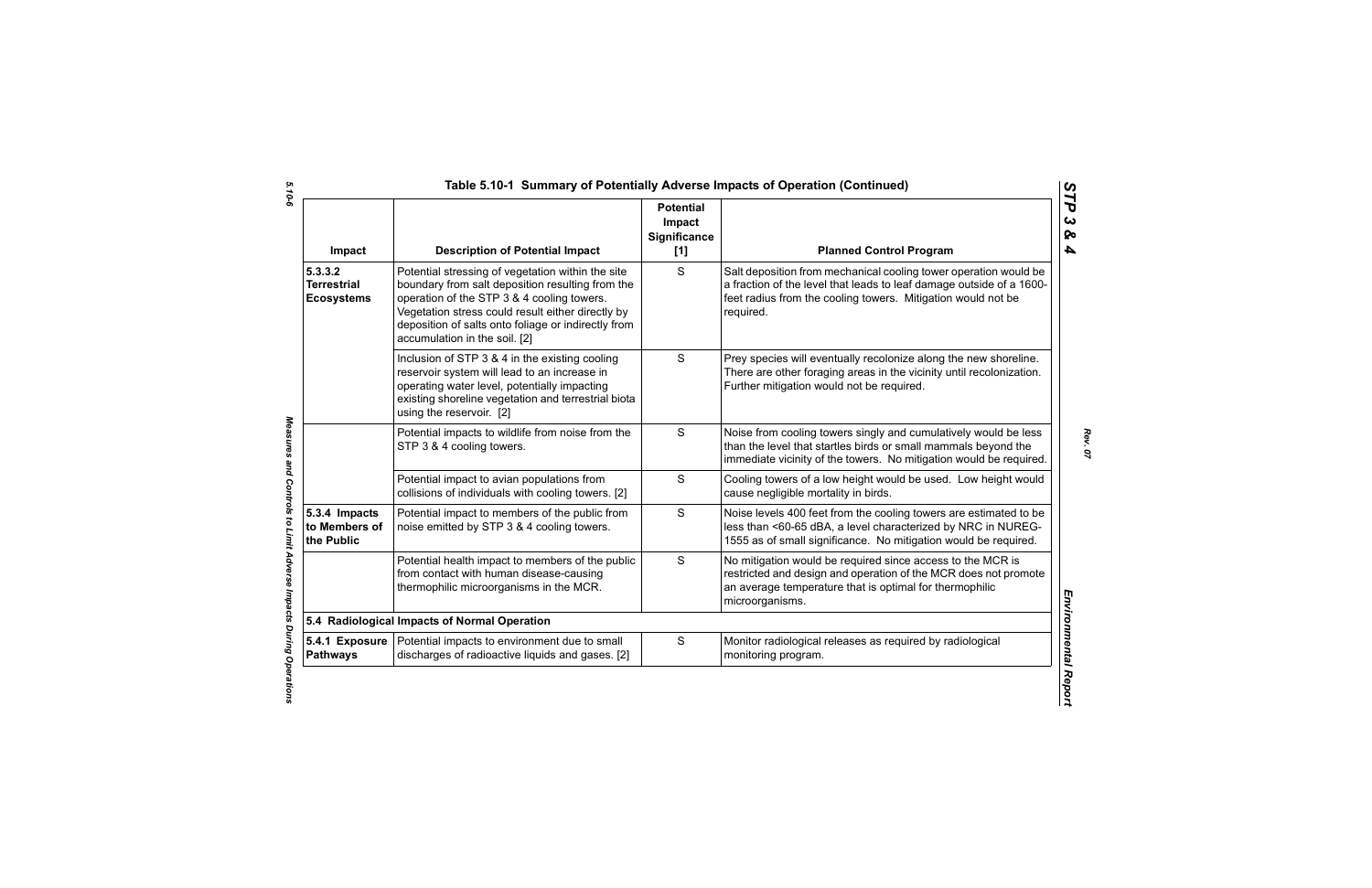## Table 5.10-1 Summary of Potentially Adverse Impacts of Operation (Continued)

| Impact | Description of Potential Impact | Potential Impact Significance [1] | Planned Control Program |
|---|---|---|---|
| **5.3.3.2 Terrestrial Ecosystems** | Potential stressing of vegetation within the site boundary from salt deposition resulting from the operation of the STP 3 & 4 cooling towers. Vegetation stress could result either directly by deposition of salts onto foliage or indirectly from accumulation in the soil. [2] | S | Salt deposition from mechanical cooling tower operation would be a fraction of the level that leads to leaf damage outside of a 1600-feet radius from the cooling towers. Mitigation would not be required. |
| | Inclusion of STP 3 & 4 in the existing cooling reservoir system will lead to an increase in operating water level, potentially impacting existing shoreline vegetation and terrestrial biota using the reservoir. [2] | S | Prey species will eventually recolonize along the new shoreline. There are other foraging areas in the vicinity until recolonization. Further mitigation would not be required. |
| | Potential impacts to wildlife from noise from the STP 3 & 4 cooling towers. | S | Noise from cooling towers singly and cumulatively would be less than the level that startles birds or small mammals beyond the immediate vicinity of the towers. No mitigation would be required. |
| | Potential impact to avian populations from collisions of individuals with cooling towers. [2] | S | Cooling towers of a low height would be used. Low height would cause negligible mortality in birds. |
| **5.3.4 Impacts to Members of the Public** | Potential impact to members of the public from noise emitted by STP 3 & 4 cooling towers. | S | Noise levels 400 feet from the cooling towers are estimated to be less than <60-65 dBA, a level characterized by NRC in NUREG-1555 as of small significance. No mitigation would be required. |
| | Potential health impact to members of the public from contact with human disease-causing thermophilic microorganisms in the MCR. | S | No mitigation would be required since access to the MCR is restricted and design and operation of the MCR does not promote an average temperature that is optimal for thermophilic microorganisms. |
| **5.4 Radiological Impacts of Normal Operation** | | | |
| **5.4.1 Exposure Pathways** | Potential impacts to environment due to small discharges of radioactive liquids and gases. [2] | S | Monitor radiological releases as required by radiological monitoring program. |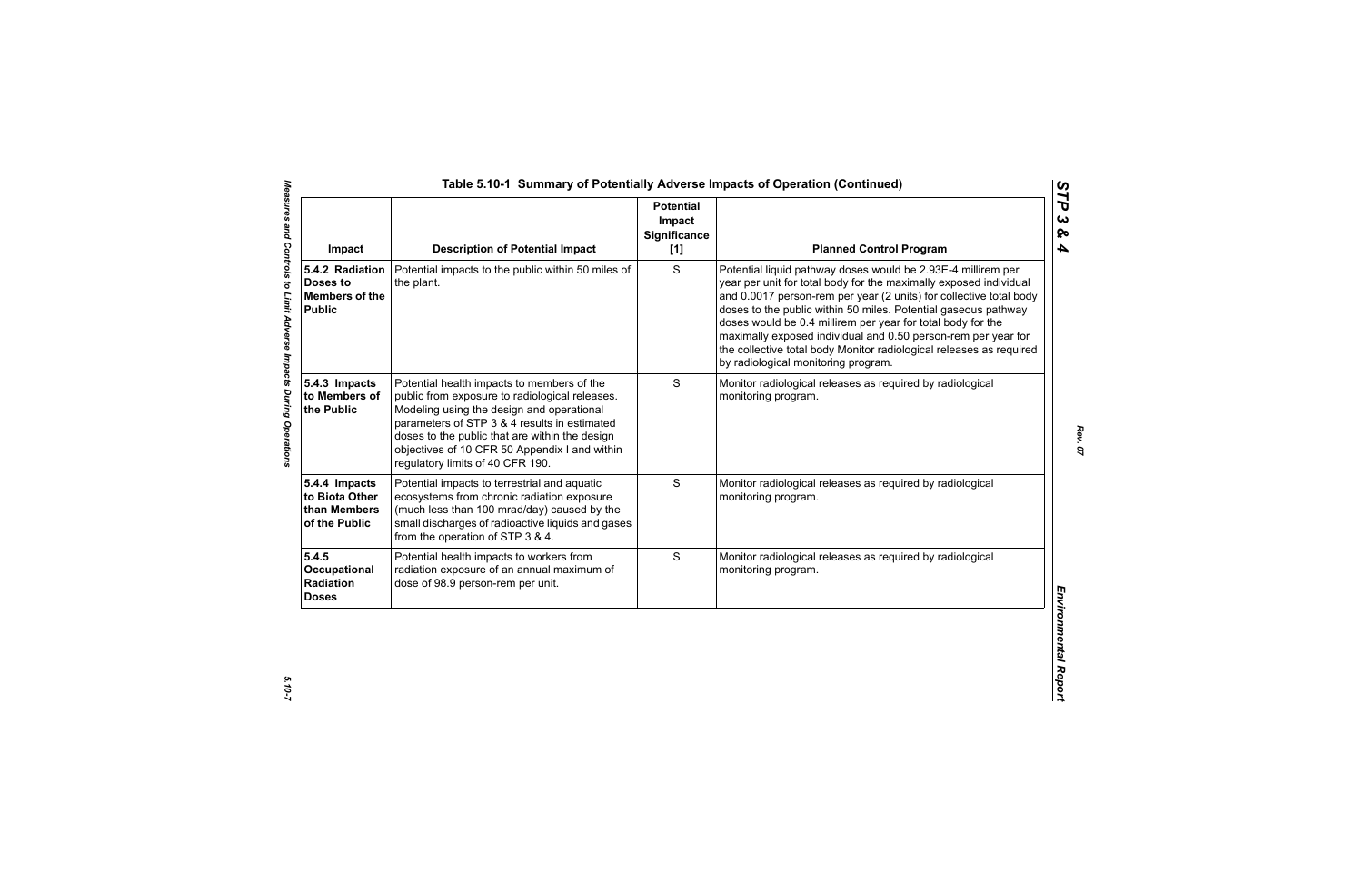## Table 5.10-1 Summary of Potentially Adverse Impacts of Operation (Continued)

| Impact | Description of Potential Impact | Potential Impact Significance [1] | Planned Control Program |
|---|---|---|---|
| **5.4.2 Radiation Doses to Members of the Public** | Potential impacts to the public within 50 miles of the plant. | S | Potential liquid pathway doses would be 2.93E-4 millirem per year per unit for total body for the maximally exposed individual and 0.0017 person-rem per year (2 units) for collective total body doses to the public within 50 miles. Potential gaseous pathway doses would be 0.4 millirem per year for total body for the maximally exposed individual and 0.50 person-rem per year for the collective total body Monitor radiological releases as required by radiological monitoring program. |
| **5.4.3 Impacts to Members of the Public** | Potential health impacts to members of the public from exposure to radiological releases. Modeling using the design and operational parameters of STP 3 & 4 results in estimated doses to the public that are within the design objectives of 10 CFR 50 Appendix I and within regulatory limits of 40 CFR 190. | S | Monitor radiological releases as required by radiological monitoring program. |
| **5.4.4 Impacts to Biota Other than Members of the Public** | Potential impacts to terrestrial and aquatic ecosystems from chronic radiation exposure (much less than 100 mrad/day) caused by the small discharges of radioactive liquids and gases from the operation of STP 3 & 4. | S | Monitor radiological releases as required by radiological monitoring program. |
| **5.4.5 Occupational Radiation Doses** | Potential health impacts to workers from radiation exposure of an annual maximum of dose of 98.9 person-rem per unit. | S | Monitor radiological releases as required by radiological monitoring program. |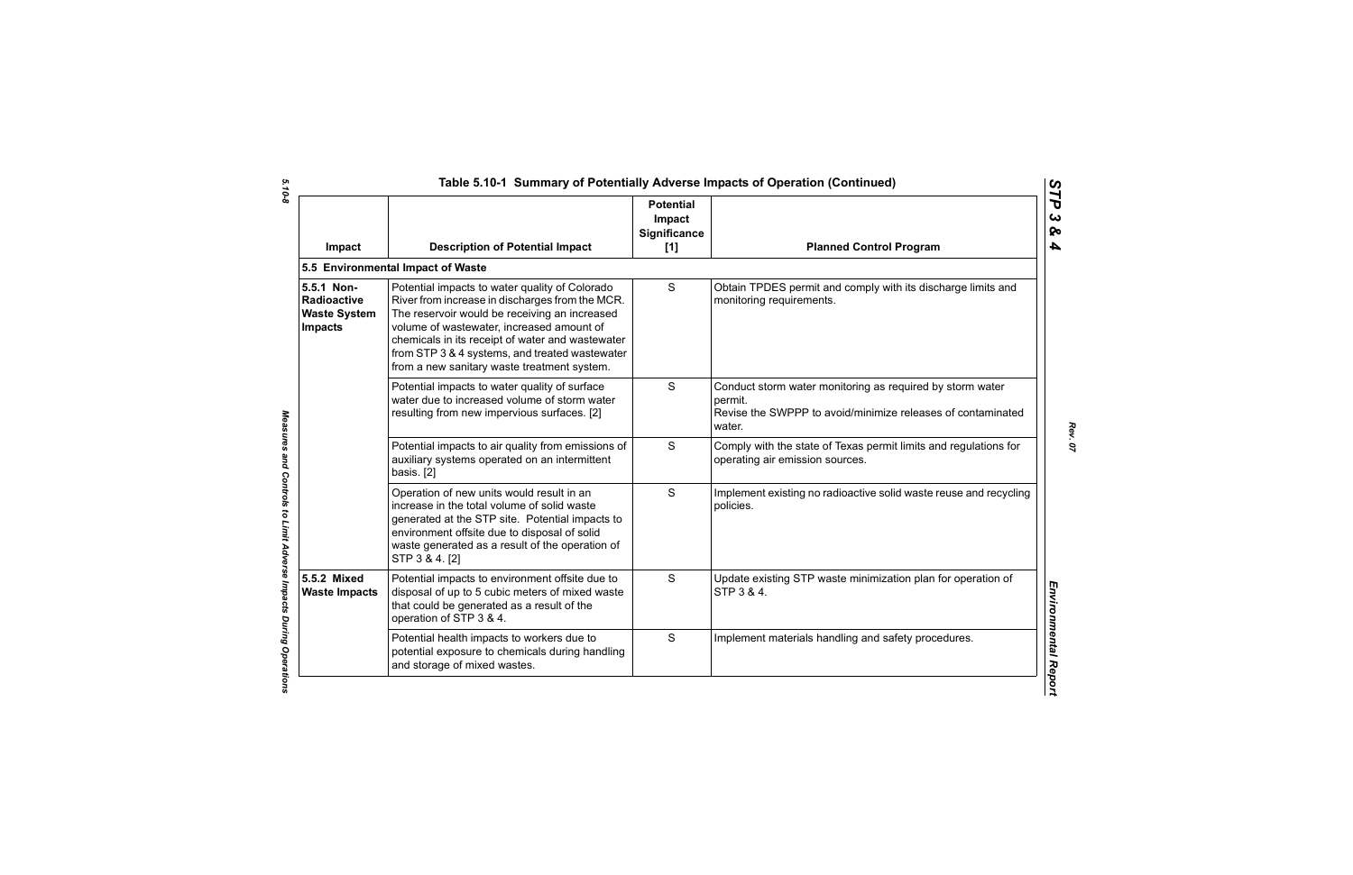## Table 5.10-1 Summary of Potentially Adverse Impacts of Operation (Continued)

| Impact | Description of Potential Impact | Potential Impact Significance [1] | Planned Control Program |
|---|---|---|---|
| **5.5 Environmental Impact of Waste** | | | |
| **5.5.1 Non-Radioactive Waste System Impacts** | Potential impacts to water quality of Colorado River from increase in discharges from the MCR. The reservoir would be receiving an increased volume of wastewater, increased amount of chemicals in its receipt of water and wastewater from STP 3 & 4 systems, and treated wastewater from a new sanitary waste treatment system. | S | Obtain TPDES permit and comply with its discharge limits and monitoring requirements. |
| | Potential impacts to water quality of surface water due to increased volume of storm water resulting from new impervious surfaces. [2] | S | Conduct storm water monitoring as required by storm water permit.<br>Revise the SWPPP to avoid/minimize releases of contaminated water. |
| | Potential impacts to air quality from emissions of auxiliary systems operated on an intermittent basis. [2] | S | Comply with the state of Texas permit limits and regulations for operating air emission sources. |
| | Operation of new units would result in an increase in the total volume of solid waste generated at the STP site. Potential impacts to environment offsite due to disposal of solid waste generated as a result of the operation of STP 3 & 4. [2] | S | Implement existing no radioactive solid waste reuse and recycling policies. |
| **5.5.2 Mixed Waste Impacts** | Potential impacts to environment offsite due to disposal of up to 5 cubic meters of mixed waste that could be generated as a result of the operation of STP 3 & 4. | S | Update existing STP waste minimization plan for operation of STP 3 & 4. |
| | Potential health impacts to workers due to potential exposure to chemicals during handling and storage of mixed wastes. | S | Implement materials handling and safety procedures. |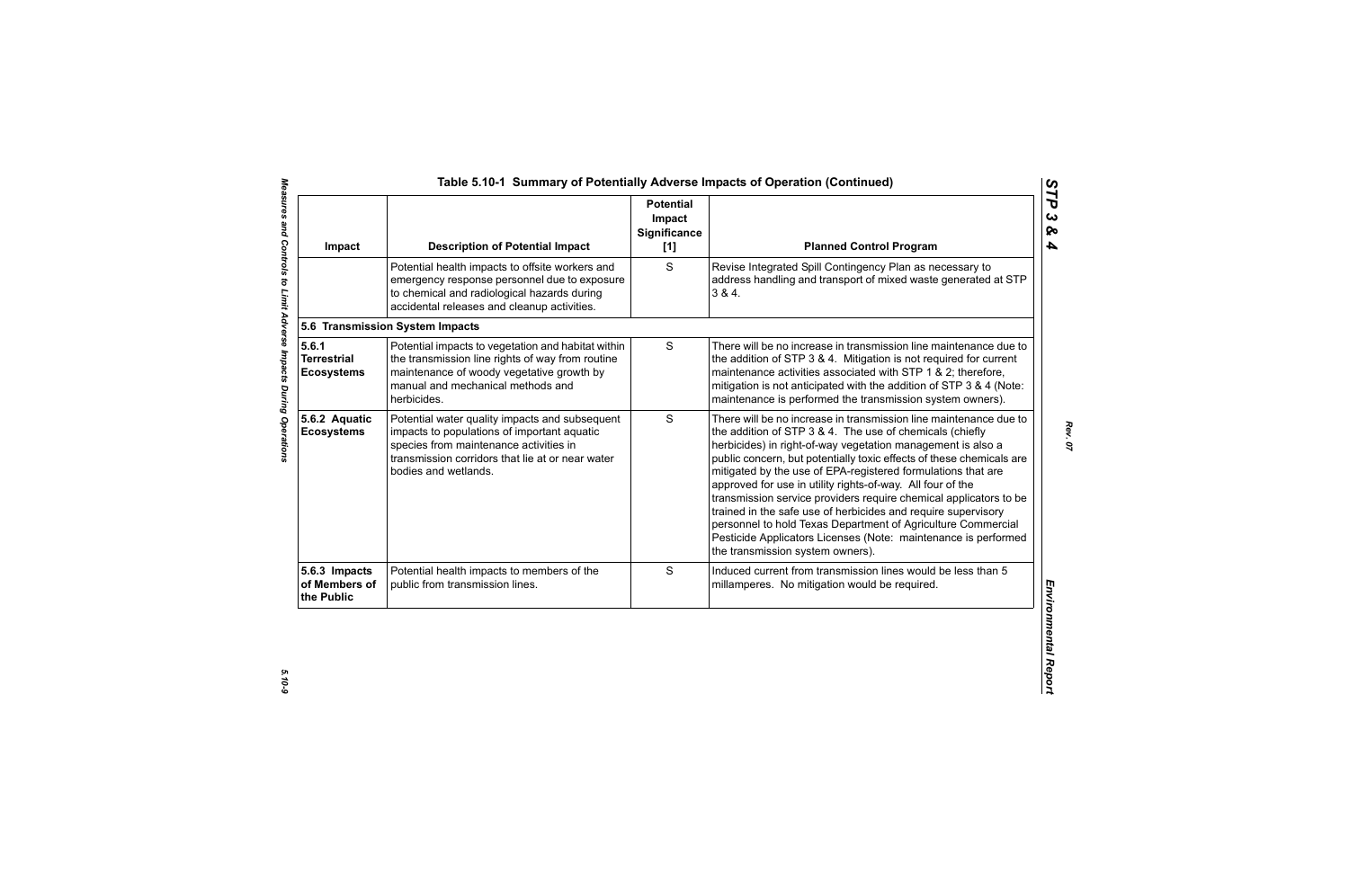# Table 5.10-1 Summary of Potentially Adverse Impacts of Operation (Continued)

| Impact | Description of Potential Impact | Potential Impact Significance [1] | Planned Control Program |
|---|---|---|---|
| | Potential health impacts to offsite workers and emergency response personnel due to exposure to chemical and radiological hazards during accidental releases and cleanup activities. | S | Revise Integrated Spill Contingency Plan as necessary to address handling and transport of mixed waste generated at STP 3 & 4. |
| **5.6 Transmission System Impacts** | | | |
| **5.6.1 Terrestrial Ecosystems** | Potential impacts to vegetation and habitat within the transmission line rights of way from routine maintenance of woody vegetative growth by manual and mechanical methods and herbicides. | S | There will be no increase in transmission line maintenance due to the addition of STP 3 & 4. Mitigation is not required for current maintenance activities associated with STP 1 & 2; therefore, mitigation is not anticipated with the addition of STP 3 & 4 (Note: maintenance is performed the transmission system owners). |
| **5.6.2 Aquatic Ecosystems** | Potential water quality impacts and subsequent impacts to populations of important aquatic species from maintenance activities in transmission corridors that lie at or near water bodies and wetlands. | S | There will be no increase in transmission line maintenance due to the addition of STP 3 & 4. The use of chemicals (chiefly herbicides) in right-of-way vegetation management is also a public concern, but potentially toxic effects of these chemicals are mitigated by the use of EPA-registered formulations that are approved for use in utility rights-of-way. All four of the transmission service providers require chemical applicators to be trained in the safe use of herbicides and require supervisory personnel to hold Texas Department of Agriculture Commercial Pesticide Applicators Licenses (Note: maintenance is performed the transmission system owners). |
| **5.6.3 Impacts of Members of the Public** | Potential health impacts to members of the public from transmission lines. | S | Induced current from transmission lines would be less than 5 millamperes. No mitigation would be required. |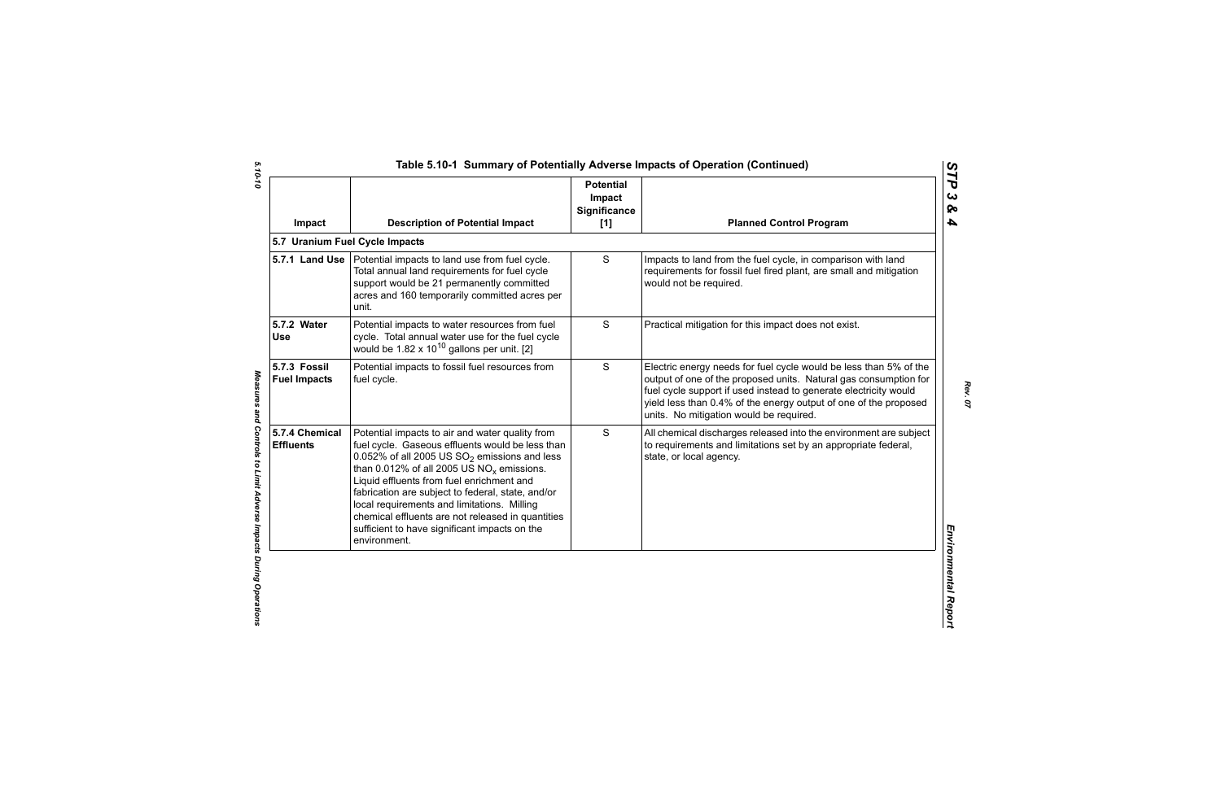### Table 5.10-1 Summary of Potentially Adverse Impacts of Operation (Continued)

| Impact | Description of Potential Impact | Potential Impact Significance [1] | Planned Control Program |
|---|---|---|---|
| **5.7 Uranium Fuel Cycle Impacts** | | | |
| **5.7.1 Land Use** | Potential impacts to land use from fuel cycle. Total annual land requirements for fuel cycle support would be 21 permanently committed acres and 160 temporarily committed acres per unit. | S | Impacts to land from the fuel cycle, in comparison with land requirements for fossil fuel fired plant, are small and mitigation would not be required. |
| **5.7.2 Water Use** | Potential impacts to water resources from fuel cycle. Total annual water use for the fuel cycle would be $1.82 \times 10^{10}$ gallons per unit. [2] | S | Practical mitigation for this impact does not exist. |
| **5.7.3 Fossil Fuel Impacts** | Potential impacts to fossil fuel resources from fuel cycle. | S | Electric energy needs for fuel cycle would be less than 5% of the output of one of the proposed units. Natural gas consumption for fuel cycle support if used instead to generate electricity would yield less than 0.4% of the energy output of one of the proposed units. No mitigation would be required. |
| **5.7.4 Chemical Effluents** | Potential impacts to air and water quality from fuel cycle. Gaseous effluents would be less than 0.052% of all 2005 US $SO_2$ emissions and less than 0.012% of all 2005 US $NO_x$ emissions. Liquid effluents from fuel enrichment and fabrication are subject to federal, state, and/or local requirements and limitations. Milling chemical effluents are not released in quantities sufficient to have significant impacts on the environment. | S | All chemical discharges released into the environment are subject to requirements and limitations set by an appropriate federal, state, or local agency. |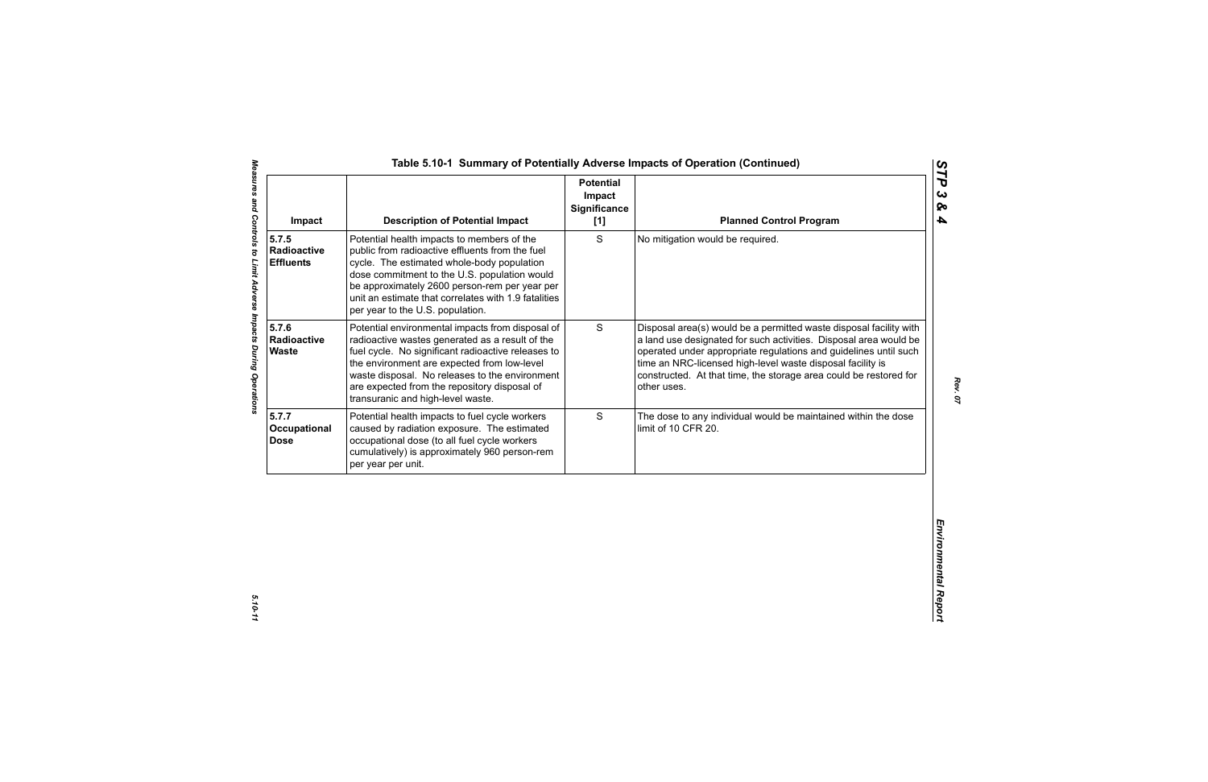## Table 5.10-1 Summary of Potentially Adverse Impacts of Operation (Continued)

| Impact | Description of Potential Impact | Potential Impact Significance [1] | Planned Control Program |
|---|---|---|---|
| **5.7.5 Radioactive Effluents** | Potential health impacts to members of the public from radioactive effluents from the fuel cycle. The estimated whole-body population dose commitment to the U.S. population would be approximately 2600 person-rem per year per unit an estimate that correlates with 1.9 fatalities per year to the U.S. population. | S | No mitigation would be required. |
| **5.7.6 Radioactive Waste** | Potential environmental impacts from disposal of radioactive wastes generated as a result of the fuel cycle. No significant radioactive releases to the environment are expected from low-level waste disposal. No releases to the environment are expected from the repository disposal of transuranic and high-level waste. | S | Disposal area(s) would be a permitted waste disposal facility with a land use designated for such activities. Disposal area would be operated under appropriate regulations and guidelines until such time an NRC-licensed high-level waste disposal facility is constructed. At that time, the storage area could be restored for other uses. |
| **5.7.7 Occupational Dose** | Potential health impacts to fuel cycle workers caused by radiation exposure. The estimated occupational dose (to all fuel cycle workers cumulatively) is approximately 960 person-rem per year per unit. | S | The dose to any individual would be maintained within the dose limit of 10 CFR 20. |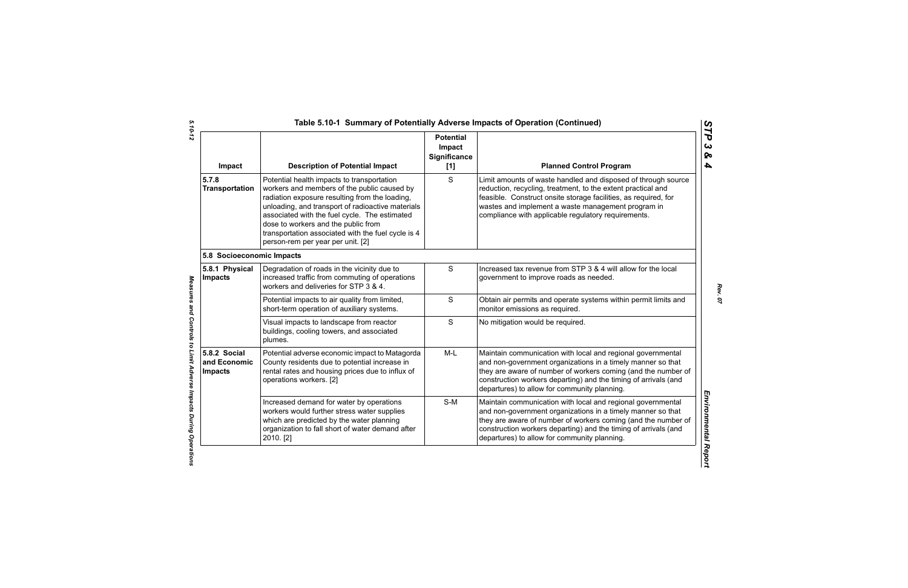## Table 5.10-1 Summary of Potentially Adverse Impacts of Operation (Continued)

| Impact | Description of Potential Impact | Potential Impact Significance [1] | Planned Control Program |
|---|---|---|---|
| **5.7.8 Transportation** | Potential health impacts to transportation workers and members of the public caused by radiation exposure resulting from the loading, unloading, and transport of radioactive materials associated with the fuel cycle. The estimated dose to workers and the public from transportation associated with the fuel cycle is 4 person-rem per year per unit. [2] | S | Limit amounts of waste handled and disposed of through source reduction, recycling, treatment, to the extent practical and feasible. Construct onsite storage facilities, as required, for wastes and implement a waste management program in compliance with applicable regulatory requirements. |
| **5.8 Socioeconomic Impacts** | | | |
| **5.8.1 Physical Impacts** | Degradation of roads in the vicinity due to increased traffic from commuting of operations workers and deliveries for STP 3 & 4. | S | Increased tax revenue from STP 3 & 4 will allow for the local government to improve roads as needed. |
| | Potential impacts to air quality from limited, short-term operation of auxiliary systems. | S | Obtain air permits and operate systems within permit limits and monitor emissions as required. |
| | Visual impacts to landscape from reactor buildings, cooling towers, and associated plumes. | S | No mitigation would be required. |
| **5.8.2 Social and Economic Impacts** | Potential adverse economic impact to Matagorda County residents due to potential increase in rental rates and housing prices due to influx of operations workers. [2] | M-L | Maintain communication with local and regional governmental and non-government organizations in a timely manner so that they are aware of number of workers coming (and the number of construction workers departing) and the timing of arrivals (and departures) to allow for community planning. |
| | Increased demand for water by operations workers would further stress water supplies which are predicted by the water planning organization to fall short of water demand after 2010. [2] | S-M | Maintain communication with local and regional governmental and non-government organizations in a timely manner so that they are aware of number of workers coming (and the number of construction workers departing) and the timing of arrivals (and departures) to allow for community planning. |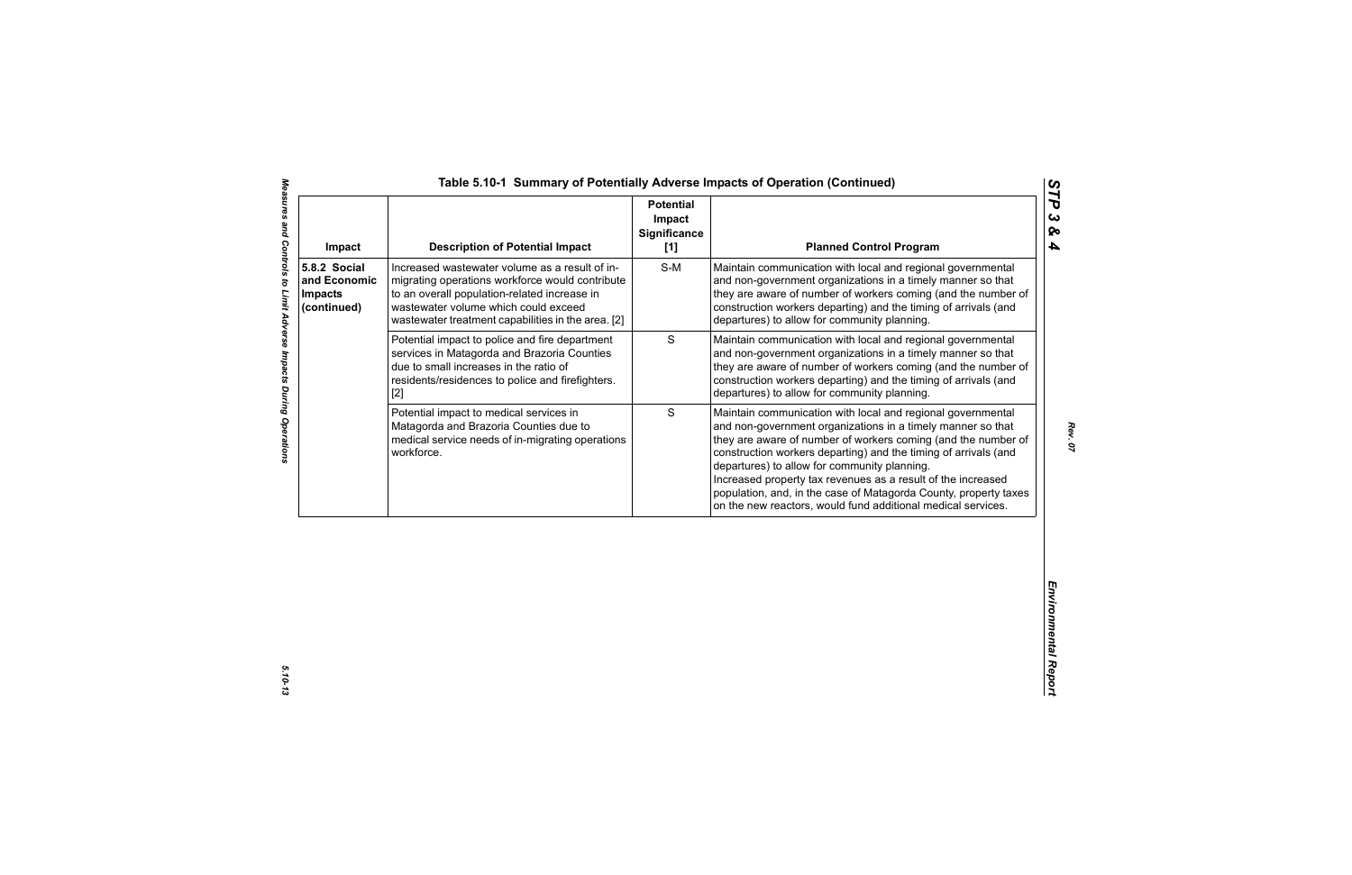## Table 5.10-1 Summary of Potentially Adverse Impacts of Operation (Continued)

| Impact | Description of Potential Impact | Potential Impact Significance [1] | Planned Control Program |
|---|---|---|---|
| 5.8.2 Social and Economic Impacts (continued) | Increased wastewater volume as a result of in-migrating operations workforce would contribute to an overall population-related increase in wastewater volume which could exceed wastewater treatment capabilities in the area. [2] | S-M | Maintain communication with local and regional governmental and non-government organizations in a timely manner so that they are aware of number of workers coming (and the number of construction workers departing) and the timing of arrivals (and departures) to allow for community planning. |
| | Potential impact to police and fire department services in Matagorda and Brazoria Counties due to small increases in the ratio of residents/residences to police and firefighters. [2] | S | Maintain communication with local and regional governmental and non-government organizations in a timely manner so that they are aware of number of workers coming (and the number of construction workers departing) and the timing of arrivals (and departures) to allow for community planning. |
| | Potential impact to medical services in Matagorda and Brazoria Counties due to medical service needs of in-migrating operations workforce. | S | Maintain communication with local and regional governmental and non-government organizations in a timely manner so that they are aware of number of workers coming (and the number of construction workers departing) and the timing of arrivals (and departures) to allow for community planning.<br>Increased property tax revenues as a result of the increased population, and, in the case of Matagorda County, property taxes on the new reactors, would fund additional medical services. |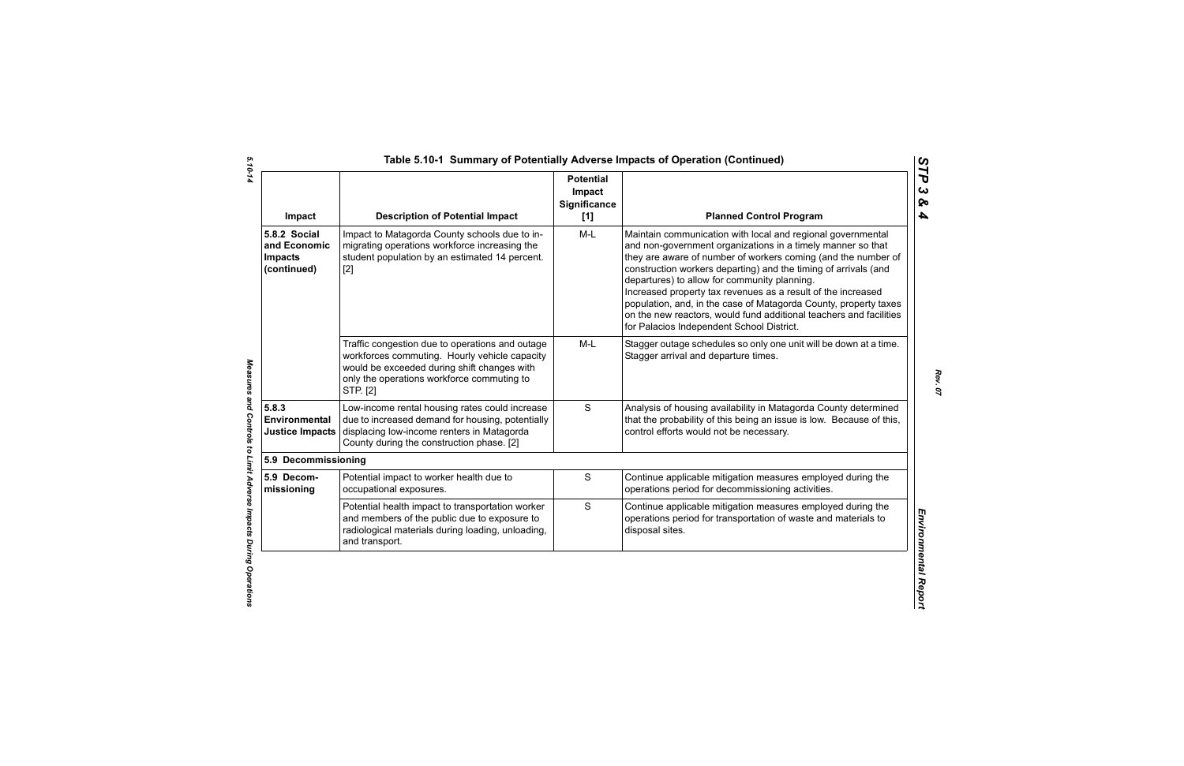## Table 5.10-1 Summary of Potentially Adverse Impacts of Operation (Continued)

| Impact | Description of Potential Impact | Potential Impact Significance [1] | Planned Control Program |
|---|---|---|---|
| **5.8.2 Social and Economic Impacts (continued)** | Impact to Matagorda County schools due to in-migrating operations workforce increasing the student population by an estimated 14 percent. [2] | M-L | Maintain communication with local and regional governmental and non-government organizations in a timely manner so that they are aware of number of workers coming (and the number of construction workers departing) and the timing of arrivals (and departures) to allow for community planning. Increased property tax revenues as a result of the increased population, and, in the case of Matagorda County, property taxes on the new reactors, would fund additional teachers and facilities for Palacios Independent School District. |
| | Traffic congestion due to operations and outage workforces commuting. Hourly vehicle capacity would be exceeded during shift changes with only the operations workforce commuting to STP. [2] | M-L | Stagger outage schedules so only one unit will be down at a time. Stagger arrival and departure times. |
| **5.8.3 Environmental Justice Impacts** | Low-income rental housing rates could increase due to increased demand for housing, potentially displacing low-income renters in Matagorda County during the construction phase. [2] | S | Analysis of housing availability in Matagorda County determined that the probability of this being an issue is low. Because of this, control efforts would not be necessary. |
| **5.9 Decommissioning** | | | |
| **5.9 Decom-missioning** | Potential impact to worker health due to occupational exposures. | S | Continue applicable mitigation measures employed during the operations period for decommissioning activities. |
| | Potential health impact to transportation worker and members of the public due to exposure to radiological materials during loading, unloading, and transport. | S | Continue applicable mitigation measures employed during the operations period for transportation of waste and materials to disposal sites. |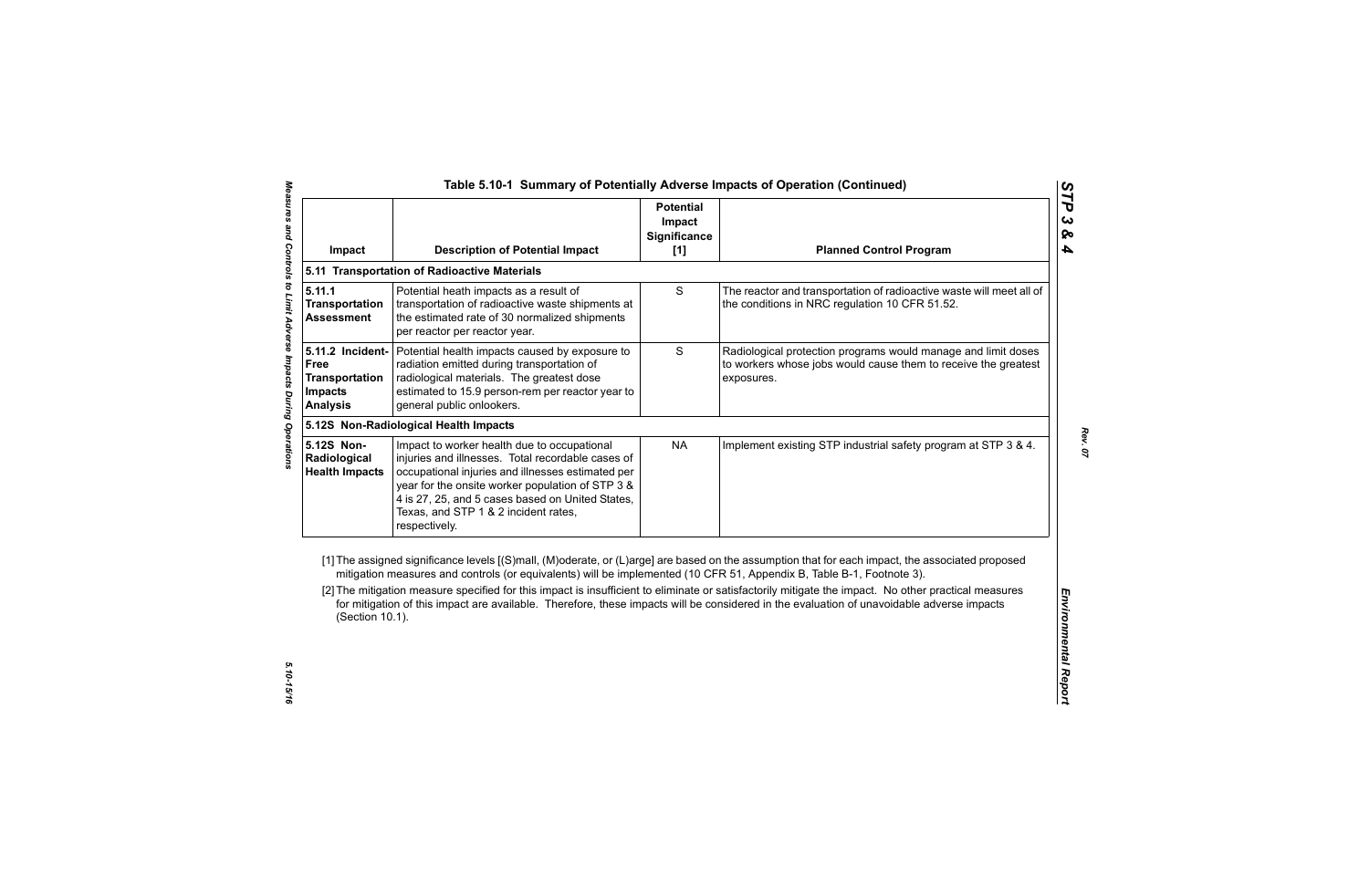### Table 5.10-1 Summary of Potentially Adverse Impacts of Operation (Continued)

| Impact | Description of Potential Impact | Potential Impact Significance [1] | Planned Control Program |
|---|---|---|---|
| **5.11 Transportation of Radioactive Materials** | | | |
| **5.11.1 Transportation Assessment** | Potential heath impacts as a result of transportation of radioactive waste shipments at the estimated rate of 30 normalized shipments per reactor per reactor year. | S | The reactor and transportation of radioactive waste will meet all of the conditions in NRC regulation 10 CFR 51.52. |
| **5.11.2 Incident-Free Transportation Impacts Analysis** | Potential health impacts caused by exposure to radiation emitted during transportation of radiological materials. The greatest dose estimated to 15.9 person-rem per reactor year to general public onlookers. | S | Radiological protection programs would manage and limit doses to workers whose jobs would cause them to receive the greatest exposures. |
| **5.12S Non-Radiological Health Impacts** | | | |
| **5.12S Non-Radiological Health Impacts** | Impact to worker health due to occupational injuries and illnesses. Total recordable cases of occupational injuries and illnesses estimated per year for the onsite worker population of STP 3 & 4 is 27, 25, and 5 cases based on United States, Texas, and STP 1 & 2 incident rates, respectively. | NA | Implement existing STP industrial safety program at STP 3 & 4. |

[1] The assigned significance levels [(S)mall, (M)oderate, or (L)arge] are based on the assumption that for each impact, the associated proposed mitigation measures and controls (or equivalents) will be implemented (10 CFR 51, Appendix B, Table B-1, Footnote 3).

[2] The mitigation measure specified for this impact is insufficient to eliminate or satisfactorily mitigate the impact. No other practical measures for mitigation of this impact are available. Therefore, these impacts will be considered in the evaluation of unavoidable adverse impacts (Section 10.1).